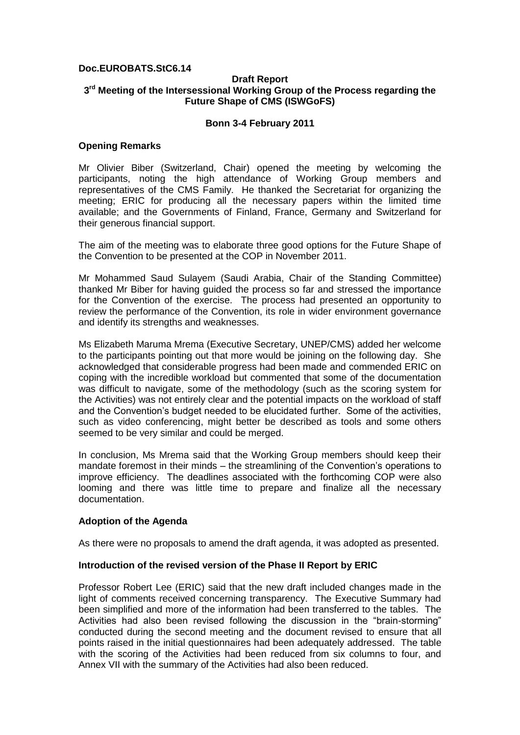**Doc.EUROBATS.StC6.14**

**Draft Report**
**3rd Meeting of the Intersessional Working Group of the Process regarding the Future Shape of CMS (ISWGoFS)**

**Bonn 3-4 February 2011**

**Opening Remarks**

Mr Olivier Biber (Switzerland, Chair) opened the meeting by welcoming the participants, noting the high attendance of Working Group members and representatives of the CMS Family. He thanked the Secretariat for organizing the meeting; ERIC for producing all the necessary papers within the limited time available; and the Governments of Finland, France, Germany and Switzerland for their generous financial support.

The aim of the meeting was to elaborate three good options for the Future Shape of the Convention to be presented at the COP in November 2011.

Mr Mohammed Saud Sulayem (Saudi Arabia, Chair of the Standing Committee) thanked Mr Biber for having guided the process so far and stressed the importance for the Convention of the exercise. The process had presented an opportunity to review the performance of the Convention, its role in wider environment governance and identify its strengths and weaknesses.

Ms Elizabeth Maruma Mrema (Executive Secretary, UNEP/CMS) added her welcome to the participants pointing out that more would be joining on the following day. She acknowledged that considerable progress had been made and commended ERIC on coping with the incredible workload but commented that some of the documentation was difficult to navigate, some of the methodology (such as the scoring system for the Activities) was not entirely clear and the potential impacts on the workload of staff and the Convention's budget needed to be elucidated further. Some of the activities, such as video conferencing, might better be described as tools and some others seemed to be very similar and could be merged.

In conclusion, Ms Mrema said that the Working Group members should keep their mandate foremost in their minds – the streamlining of the Convention's operations to improve efficiency. The deadlines associated with the forthcoming COP were also looming and there was little time to prepare and finalize all the necessary documentation.

**Adoption of the Agenda**

As there were no proposals to amend the draft agenda, it was adopted as presented.

**Introduction of the revised version of the Phase II Report by ERIC**

Professor Robert Lee (ERIC) said that the new draft included changes made in the light of comments received concerning transparency. The Executive Summary had been simplified and more of the information had been transferred to the tables. The Activities had also been revised following the discussion in the "brain-storming" conducted during the second meeting and the document revised to ensure that all points raised in the initial questionnaires had been adequately addressed. The table with the scoring of the Activities had been reduced from six columns to four, and Annex VII with the summary of the Activities had also been reduced.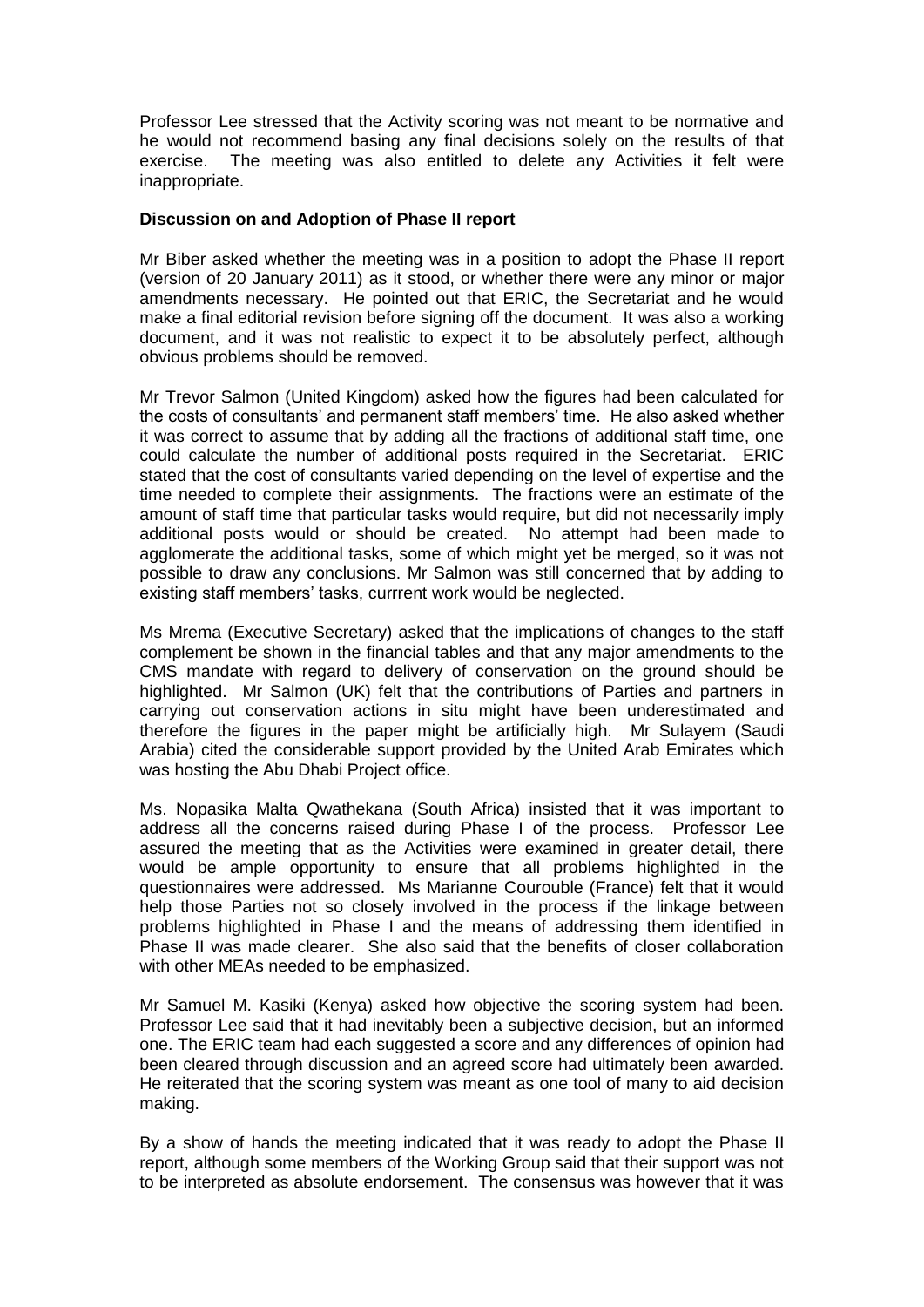Professor Lee stressed that the Activity scoring was not meant to be normative and he would not recommend basing any final decisions solely on the results of that exercise. The meeting was also entitled to delete any Activities it felt were inappropriate.

**Discussion on and Adoption of Phase II report**

Mr Biber asked whether the meeting was in a position to adopt the Phase II report (version of 20 January 2011) as it stood, or whether there were any minor or major amendments necessary. He pointed out that ERIC, the Secretariat and he would make a final editorial revision before signing off the document. It was also a working document, and it was not realistic to expect it to be absolutely perfect, although obvious problems should be removed.

Mr Trevor Salmon (United Kingdom) asked how the figures had been calculated for the costs of consultants' and permanent staff members' time. He also asked whether it was correct to assume that by adding all the fractions of additional staff time, one could calculate the number of additional posts required in the Secretariat. ERIC stated that the cost of consultants varied depending on the level of expertise and the time needed to complete their assignments. The fractions were an estimate of the amount of staff time that particular tasks would require, but did not necessarily imply additional posts would or should be created. No attempt had been made to agglomerate the additional tasks, some of which might yet be merged, so it was not possible to draw any conclusions. Mr Salmon was still concerned that by adding to existing staff members' tasks, currrent work would be neglected.

Ms Mrema (Executive Secretary) asked that the implications of changes to the staff complement be shown in the financial tables and that any major amendments to the CMS mandate with regard to delivery of conservation on the ground should be highlighted. Mr Salmon (UK) felt that the contributions of Parties and partners in carrying out conservation actions in situ might have been underestimated and therefore the figures in the paper might be artificially high. Mr Sulayem (Saudi Arabia) cited the considerable support provided by the United Arab Emirates which was hosting the Abu Dhabi Project office.

Ms. Nopasika Malta Qwathekana (South Africa) insisted that it was important to address all the concerns raised during Phase I of the process. Professor Lee assured the meeting that as the Activities were examined in greater detail, there would be ample opportunity to ensure that all problems highlighted in the questionnaires were addressed. Ms Marianne Courouble (France) felt that it would help those Parties not so closely involved in the process if the linkage between problems highlighted in Phase I and the means of addressing them identified in Phase II was made clearer. She also said that the benefits of closer collaboration with other MEAs needed to be emphasized.

Mr Samuel M. Kasiki (Kenya) asked how objective the scoring system had been. Professor Lee said that it had inevitably been a subjective decision, but an informed one. The ERIC team had each suggested a score and any differences of opinion had been cleared through discussion and an agreed score had ultimately been awarded. He reiterated that the scoring system was meant as one tool of many to aid decision making.

By a show of hands the meeting indicated that it was ready to adopt the Phase II report, although some members of the Working Group said that their support was not to be interpreted as absolute endorsement. The consensus was however that it was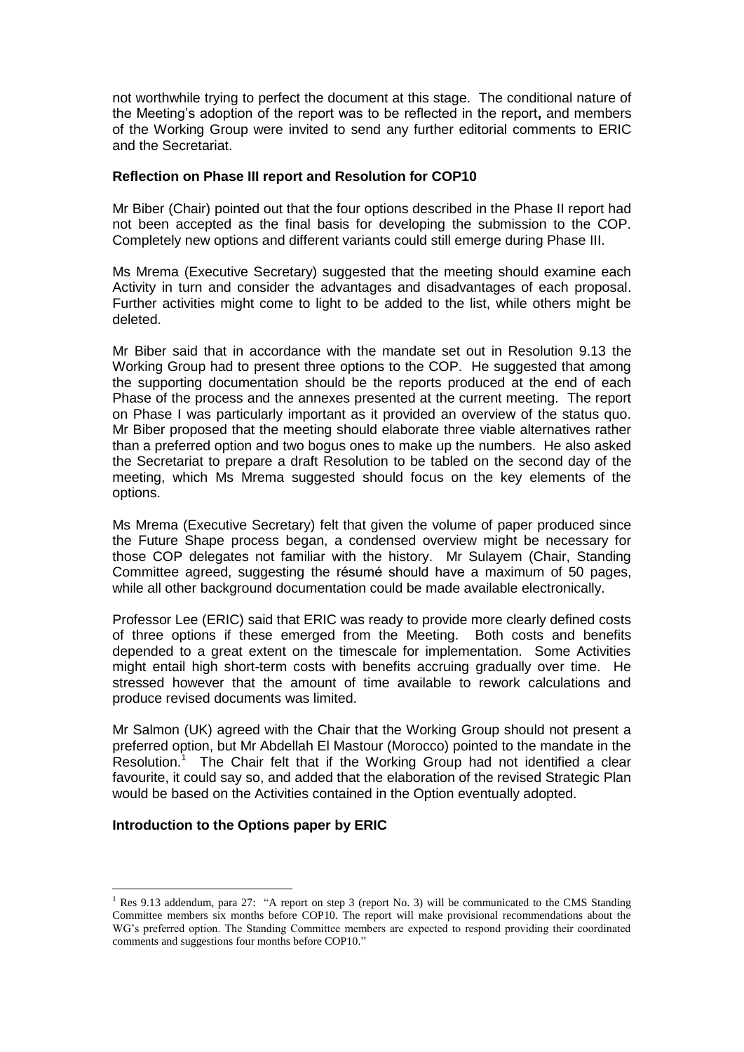not worthwhile trying to perfect the document at this stage. The conditional nature of the Meeting's adoption of the report was to be reflected in the report**,** and members of the Working Group were invited to send any further editorial comments to ERIC and the Secretariat.

**Reflection on Phase III report and Resolution for COP10**

Mr Biber (Chair) pointed out that the four options described in the Phase II report had not been accepted as the final basis for developing the submission to the COP. Completely new options and different variants could still emerge during Phase III.

Ms Mrema (Executive Secretary) suggested that the meeting should examine each Activity in turn and consider the advantages and disadvantages of each proposal. Further activities might come to light to be added to the list, while others might be deleted.

Mr Biber said that in accordance with the mandate set out in Resolution 9.13 the Working Group had to present three options to the COP. He suggested that among the supporting documentation should be the reports produced at the end of each Phase of the process and the annexes presented at the current meeting. The report on Phase I was particularly important as it provided an overview of the status quo. Mr Biber proposed that the meeting should elaborate three viable alternatives rather than a preferred option and two bogus ones to make up the numbers. He also asked the Secretariat to prepare a draft Resolution to be tabled on the second day of the meeting, which Ms Mrema suggested should focus on the key elements of the options.

Ms Mrema (Executive Secretary) felt that given the volume of paper produced since the Future Shape process began, a condensed overview might be necessary for those COP delegates not familiar with the history. Mr Sulayem (Chair, Standing Committee agreed, suggesting the résumé should have a maximum of 50 pages, while all other background documentation could be made available electronically.

Professor Lee (ERIC) said that ERIC was ready to provide more clearly defined costs of three options if these emerged from the Meeting. Both costs and benefits depended to a great extent on the timescale for implementation. Some Activities might entail high short-term costs with benefits accruing gradually over time. He stressed however that the amount of time available to rework calculations and produce revised documents was limited.

Mr Salmon (UK) agreed with the Chair that the Working Group should not present a preferred option, but Mr Abdellah El Mastour (Morocco) pointed to the mandate in the Resolution.[1] The Chair felt that if the Working Group had not identified a clear favourite, it could say so, and added that the elaboration of the revised Strategic Plan would be based on the Activities contained in the Option eventually adopted.

**Introduction to the Options paper by ERIC**

[1] Res 9.13 addendum, para 27: "A report on step 3 (report No. 3) will be communicated to the CMS Standing Committee members six months before COP10. The report will make provisional recommendations about the WG's preferred option. The Standing Committee members are expected to respond providing their coordinated comments and suggestions four months before COP10."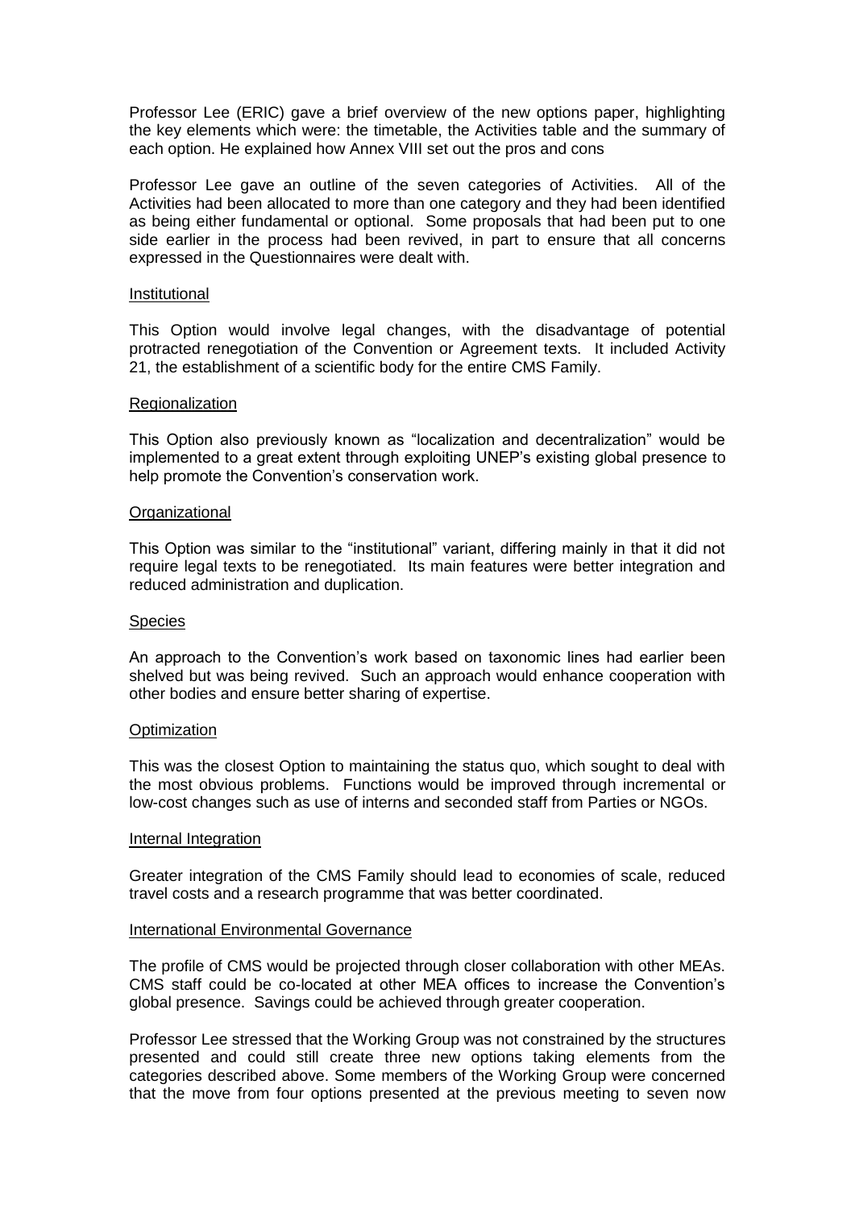Professor Lee (ERIC) gave a brief overview of the new options paper, highlighting the key elements which were: the timetable, the Activities table and the summary of each option. He explained how Annex VIII set out the pros and cons

Professor Lee gave an outline of the seven categories of Activities. All of the Activities had been allocated to more than one category and they had been identified as being either fundamental or optional. Some proposals that had been put to one side earlier in the process had been revived, in part to ensure that all concerns expressed in the Questionnaires were dealt with.

Institutional

This Option would involve legal changes, with the disadvantage of potential protracted renegotiation of the Convention or Agreement texts. It included Activity 21, the establishment of a scientific body for the entire CMS Family.

Regionalization

This Option also previously known as "localization and decentralization" would be implemented to a great extent through exploiting UNEP's existing global presence to help promote the Convention's conservation work.

Organizational

This Option was similar to the "institutional" variant, differing mainly in that it did not require legal texts to be renegotiated. Its main features were better integration and reduced administration and duplication.

Species

An approach to the Convention's work based on taxonomic lines had earlier been shelved but was being revived. Such an approach would enhance cooperation with other bodies and ensure better sharing of expertise.

Optimization

This was the closest Option to maintaining the status quo, which sought to deal with the most obvious problems. Functions would be improved through incremental or low-cost changes such as use of interns and seconded staff from Parties or NGOs.

Internal Integration

Greater integration of the CMS Family should lead to economies of scale, reduced travel costs and a research programme that was better coordinated.

International Environmental Governance

The profile of CMS would be projected through closer collaboration with other MEAs. CMS staff could be co-located at other MEA offices to increase the Convention's global presence. Savings could be achieved through greater cooperation.

Professor Lee stressed that the Working Group was not constrained by the structures presented and could still create three new options taking elements from the categories described above. Some members of the Working Group were concerned that the move from four options presented at the previous meeting to seven now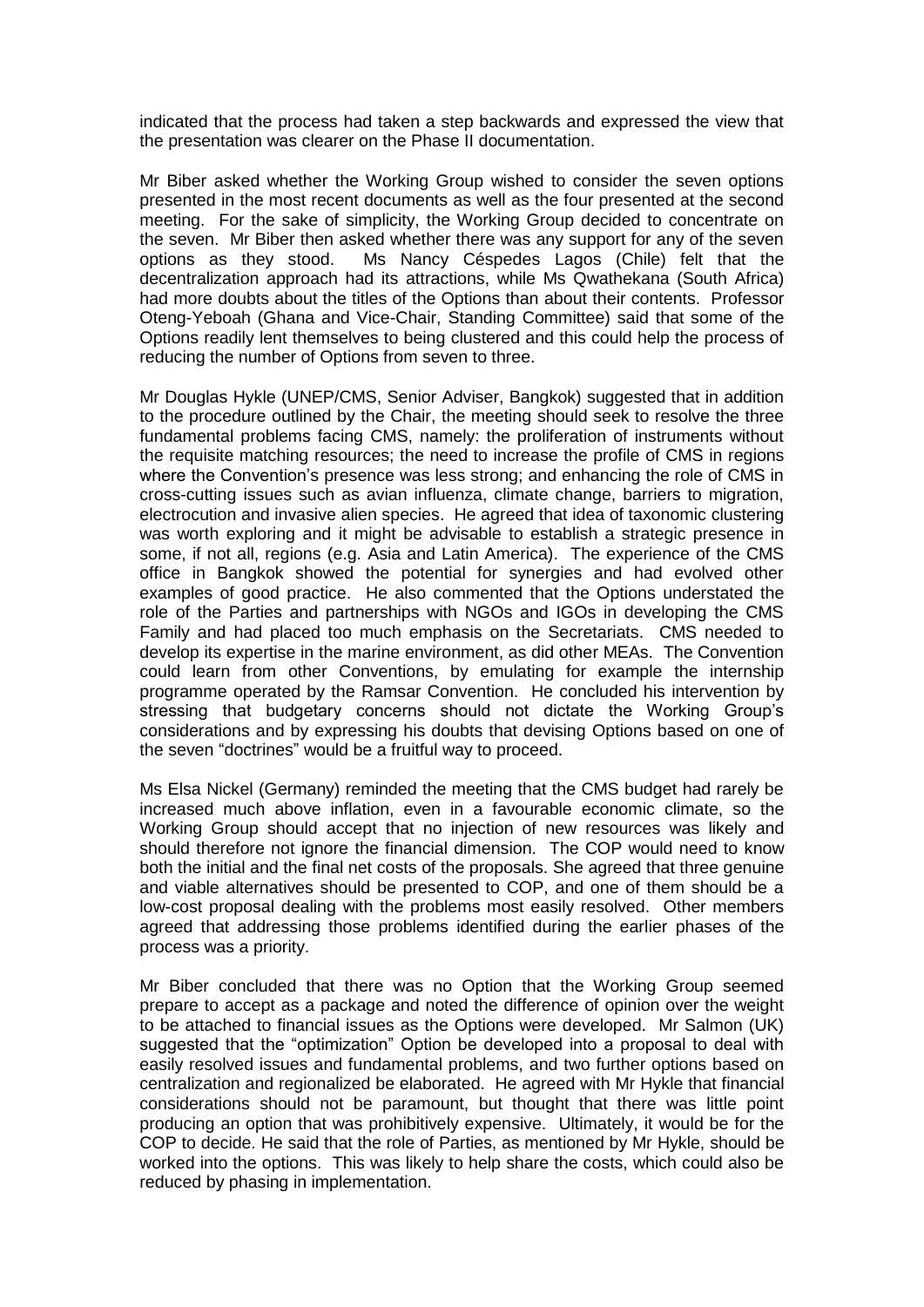indicated that the process had taken a step backwards and expressed the view that the presentation was clearer on the Phase II documentation.

Mr Biber asked whether the Working Group wished to consider the seven options presented in the most recent documents as well as the four presented at the second meeting. For the sake of simplicity, the Working Group decided to concentrate on the seven. Mr Biber then asked whether there was any support for any of the seven options as they stood. Ms Nancy Céspedes Lagos (Chile) felt that the decentralization approach had its attractions, while Ms Qwathekana (South Africa) had more doubts about the titles of the Options than about their contents. Professor Oteng-Yeboah (Ghana and Vice-Chair, Standing Committee) said that some of the Options readily lent themselves to being clustered and this could help the process of reducing the number of Options from seven to three.

Mr Douglas Hykle (UNEP/CMS, Senior Adviser, Bangkok) suggested that in addition to the procedure outlined by the Chair, the meeting should seek to resolve the three fundamental problems facing CMS, namely: the proliferation of instruments without the requisite matching resources; the need to increase the profile of CMS in regions where the Convention's presence was less strong; and enhancing the role of CMS in cross-cutting issues such as avian influenza, climate change, barriers to migration, electrocution and invasive alien species. He agreed that idea of taxonomic clustering was worth exploring and it might be advisable to establish a strategic presence in some, if not all, regions (e.g. Asia and Latin America). The experience of the CMS office in Bangkok showed the potential for synergies and had evolved other examples of good practice. He also commented that the Options understated the role of the Parties and partnerships with NGOs and IGOs in developing the CMS Family and had placed too much emphasis on the Secretariats. CMS needed to develop its expertise in the marine environment, as did other MEAs. The Convention could learn from other Conventions, by emulating for example the internship programme operated by the Ramsar Convention. He concluded his intervention by stressing that budgetary concerns should not dictate the Working Group's considerations and by expressing his doubts that devising Options based on one of the seven "doctrines" would be a fruitful way to proceed.

Ms Elsa Nickel (Germany) reminded the meeting that the CMS budget had rarely be increased much above inflation, even in a favourable economic climate, so the Working Group should accept that no injection of new resources was likely and should therefore not ignore the financial dimension. The COP would need to know both the initial and the final net costs of the proposals. She agreed that three genuine and viable alternatives should be presented to COP, and one of them should be a low-cost proposal dealing with the problems most easily resolved. Other members agreed that addressing those problems identified during the earlier phases of the process was a priority.

Mr Biber concluded that there was no Option that the Working Group seemed prepare to accept as a package and noted the difference of opinion over the weight to be attached to financial issues as the Options were developed. Mr Salmon (UK) suggested that the "optimization" Option be developed into a proposal to deal with easily resolved issues and fundamental problems, and two further options based on centralization and regionalized be elaborated. He agreed with Mr Hykle that financial considerations should not be paramount, but thought that there was little point producing an option that was prohibitively expensive. Ultimately, it would be for the COP to decide. He said that the role of Parties, as mentioned by Mr Hykle, should be worked into the options. This was likely to help share the costs, which could also be reduced by phasing in implementation.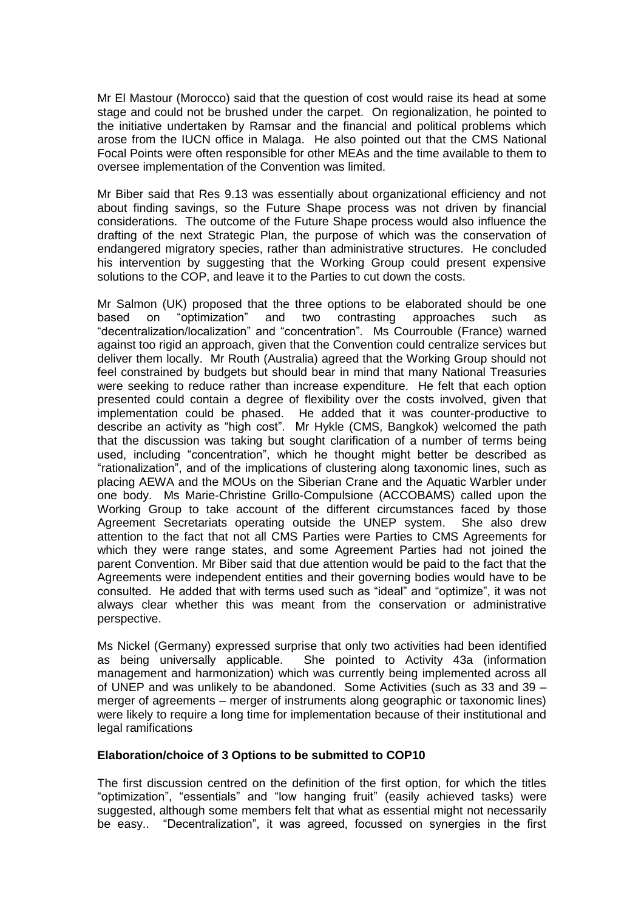Mr El Mastour (Morocco) said that the question of cost would raise its head at some stage and could not be brushed under the carpet. On regionalization, he pointed to the initiative undertaken by Ramsar and the financial and political problems which arose from the IUCN office in Malaga. He also pointed out that the CMS National Focal Points were often responsible for other MEAs and the time available to them to oversee implementation of the Convention was limited.

Mr Biber said that Res 9.13 was essentially about organizational efficiency and not about finding savings, so the Future Shape process was not driven by financial considerations. The outcome of the Future Shape process would also influence the drafting of the next Strategic Plan, the purpose of which was the conservation of endangered migratory species, rather than administrative structures. He concluded his intervention by suggesting that the Working Group could present expensive solutions to the COP, and leave it to the Parties to cut down the costs.

Mr Salmon (UK) proposed that the three options to be elaborated should be one based on "optimization" and two contrasting approaches such as "decentralization/localization" and "concentration". Ms Courrouble (France) warned against too rigid an approach, given that the Convention could centralize services but deliver them locally. Mr Routh (Australia) agreed that the Working Group should not feel constrained by budgets but should bear in mind that many National Treasuries were seeking to reduce rather than increase expenditure. He felt that each option presented could contain a degree of flexibility over the costs involved, given that implementation could be phased. He added that it was counter-productive to describe an activity as "high cost". Mr Hykle (CMS, Bangkok) welcomed the path that the discussion was taking but sought clarification of a number of terms being used, including "concentration", which he thought might better be described as "rationalization", and of the implications of clustering along taxonomic lines, such as placing AEWA and the MOUs on the Siberian Crane and the Aquatic Warbler under one body. Ms Marie-Christine Grillo-Compulsione (ACCOBAMS) called upon the Working Group to take account of the different circumstances faced by those Agreement Secretariats operating outside the UNEP system. She also drew attention to the fact that not all CMS Parties were Parties to CMS Agreements for which they were range states, and some Agreement Parties had not joined the parent Convention. Mr Biber said that due attention would be paid to the fact that the Agreements were independent entities and their governing bodies would have to be consulted. He added that with terms used such as "ideal" and "optimize", it was not always clear whether this was meant from the conservation or administrative perspective.

Ms Nickel (Germany) expressed surprise that only two activities had been identified as being universally applicable. She pointed to Activity 43a (information management and harmonization) which was currently being implemented across all of UNEP and was unlikely to be abandoned. Some Activities (such as 33 and 39 – merger of agreements – merger of instruments along geographic or taxonomic lines) were likely to require a long time for implementation because of their institutional and legal ramifications

**Elaboration/choice of 3 Options to be submitted to COP10**

The first discussion centred on the definition of the first option, for which the titles "optimization", "essentials" and "low hanging fruit" (easily achieved tasks) were suggested, although some members felt that what as essential might not necessarily be easy.. "Decentralization", it was agreed, focussed on synergies in the first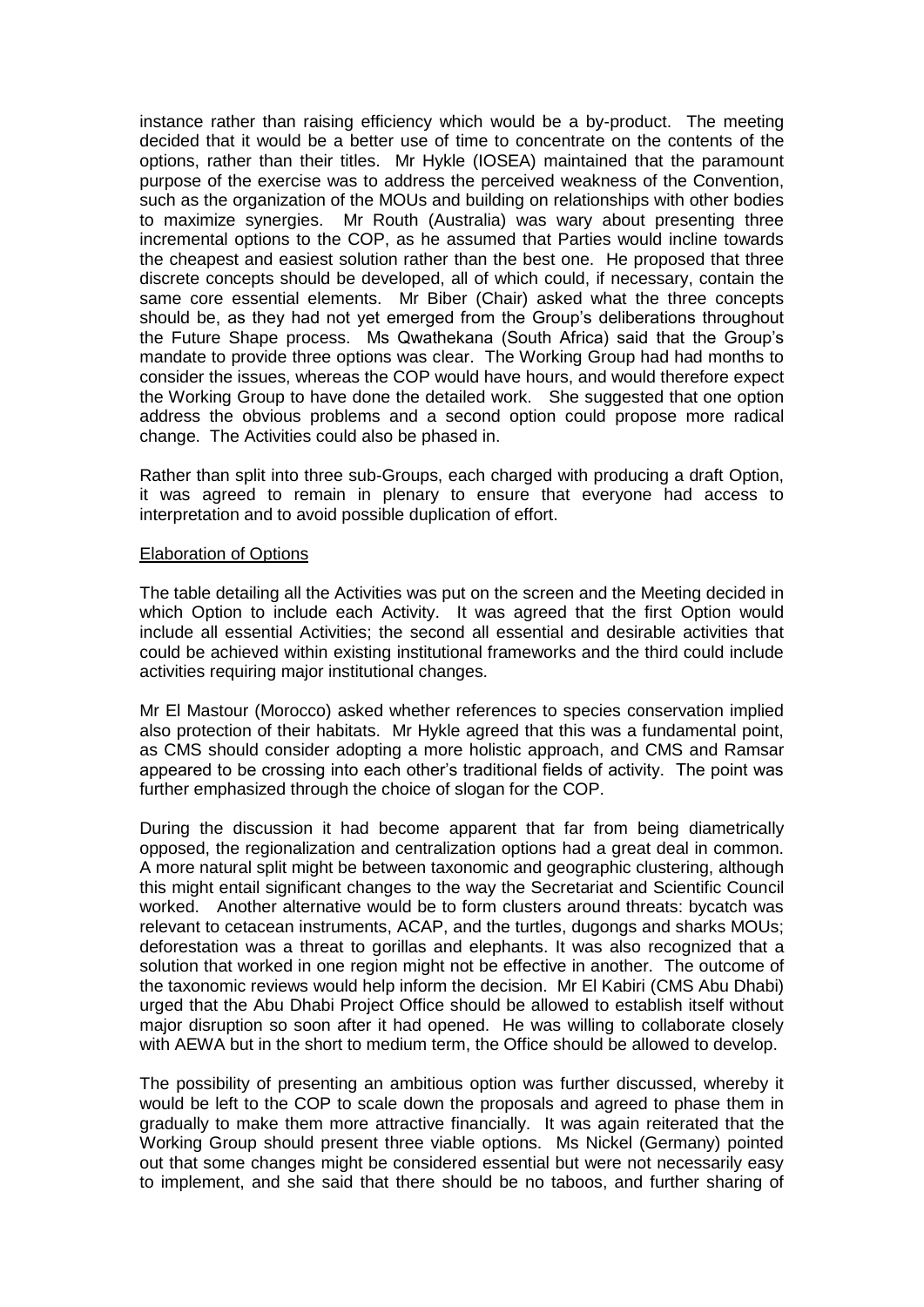instance rather than raising efficiency which would be a by-product. The meeting decided that it would be a better use of time to concentrate on the contents of the options, rather than their titles. Mr Hykle (IOSEA) maintained that the paramount purpose of the exercise was to address the perceived weakness of the Convention, such as the organization of the MOUs and building on relationships with other bodies to maximize synergies. Mr Routh (Australia) was wary about presenting three incremental options to the COP, as he assumed that Parties would incline towards the cheapest and easiest solution rather than the best one. He proposed that three discrete concepts should be developed, all of which could, if necessary, contain the same core essential elements. Mr Biber (Chair) asked what the three concepts should be, as they had not yet emerged from the Group's deliberations throughout the Future Shape process. Ms Qwathekana (South Africa) said that the Group's mandate to provide three options was clear. The Working Group had had months to consider the issues, whereas the COP would have hours, and would therefore expect the Working Group to have done the detailed work. She suggested that one option address the obvious problems and a second option could propose more radical change. The Activities could also be phased in.

Rather than split into three sub-Groups, each charged with producing a draft Option, it was agreed to remain in plenary to ensure that everyone had access to interpretation and to avoid possible duplication of effort.

<u>Elaboration of Options</u>

The table detailing all the Activities was put on the screen and the Meeting decided in which Option to include each Activity. It was agreed that the first Option would include all essential Activities; the second all essential and desirable activities that could be achieved within existing institutional frameworks and the third could include activities requiring major institutional changes.

Mr El Mastour (Morocco) asked whether references to species conservation implied also protection of their habitats. Mr Hykle agreed that this was a fundamental point, as CMS should consider adopting a more holistic approach, and CMS and Ramsar appeared to be crossing into each other's traditional fields of activity. The point was further emphasized through the choice of slogan for the COP.

During the discussion it had become apparent that far from being diametrically opposed, the regionalization and centralization options had a great deal in common. A more natural split might be between taxonomic and geographic clustering, although this might entail significant changes to the way the Secretariat and Scientific Council worked. Another alternative would be to form clusters around threats: bycatch was relevant to cetacean instruments, ACAP, and the turtles, dugongs and sharks MOUs; deforestation was a threat to gorillas and elephants. It was also recognized that a solution that worked in one region might not be effective in another. The outcome of the taxonomic reviews would help inform the decision. Mr El Kabiri (CMS Abu Dhabi) urged that the Abu Dhabi Project Office should be allowed to establish itself without major disruption so soon after it had opened. He was willing to collaborate closely with AEWA but in the short to medium term, the Office should be allowed to develop.

The possibility of presenting an ambitious option was further discussed, whereby it would be left to the COP to scale down the proposals and agreed to phase them in gradually to make them more attractive financially. It was again reiterated that the Working Group should present three viable options. Ms Nickel (Germany) pointed out that some changes might be considered essential but were not necessarily easy to implement, and she said that there should be no taboos, and further sharing of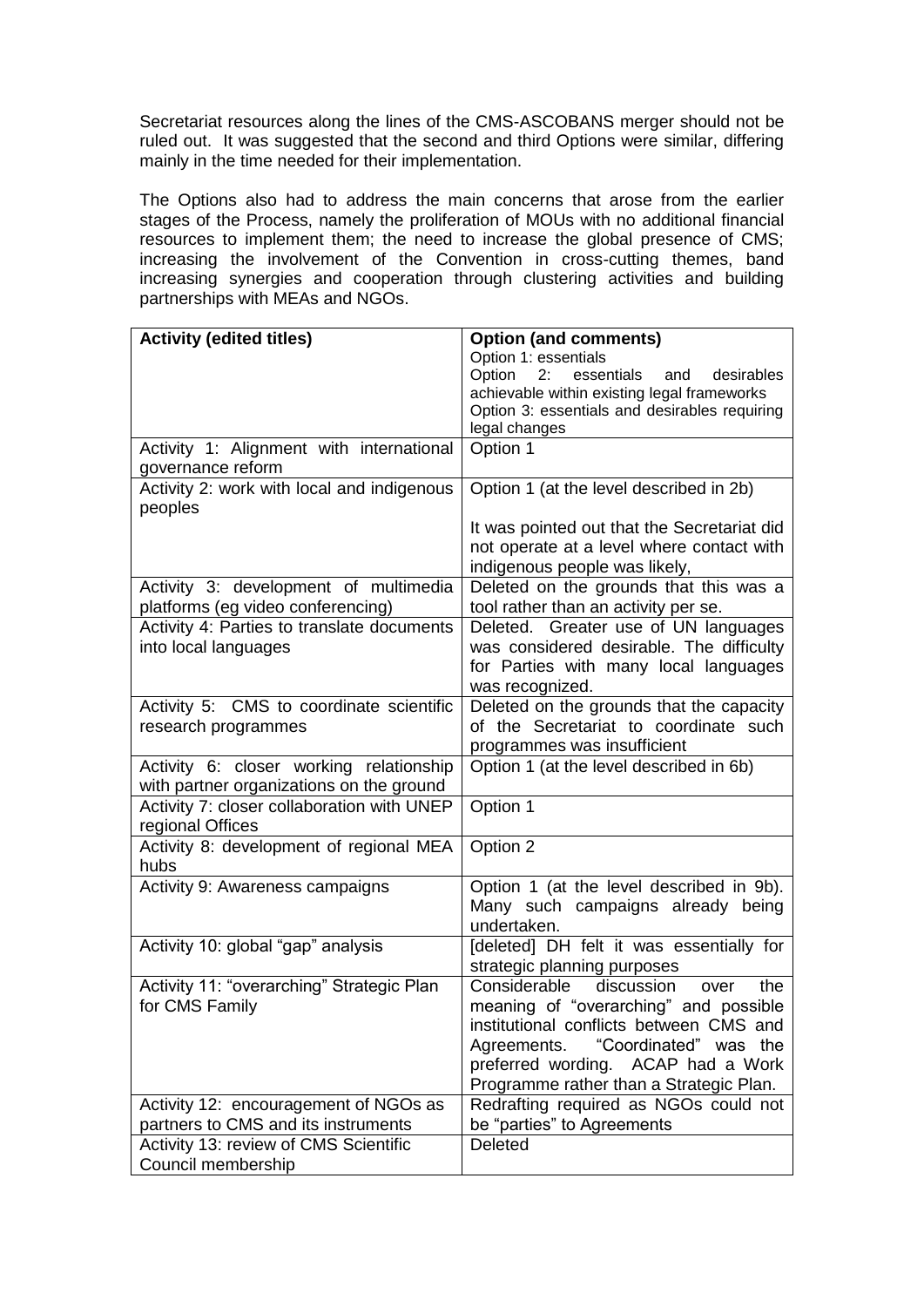Secretariat resources along the lines of the CMS-ASCOBANS merger should not be ruled out. It was suggested that the second and third Options were similar, differing mainly in the time needed for their implementation.

The Options also had to address the main concerns that arose from the earlier stages of the Process, namely the proliferation of MOUs with no additional financial resources to implement them; the need to increase the global presence of CMS; increasing the involvement of the Convention in cross-cutting themes, band increasing synergies and cooperation through clustering activities and building partnerships with MEAs and NGOs.

| **Activity (edited titles)** | **Option (and comments)**<br>Option 1: essentials<br>Option 2: essentials and desirables achievable within existing legal frameworks<br>Option 3: essentials and desirables requiring legal changes |
|---|---|
| Activity 1: Alignment with international governance reform | Option 1 |
| Activity 2: work with local and indigenous peoples | Option 1 (at the level described in 2b)<br><br>It was pointed out that the Secretariat did not operate at a level where contact with indigenous people was likely, |
| Activity 3: development of multimedia platforms (eg video conferencing) | Deleted on the grounds that this was a tool rather than an activity per se. |
| Activity 4: Parties to translate documents into local languages | Deleted. Greater use of UN languages was considered desirable. The difficulty for Parties with many local languages was recognized. |
| Activity 5: CMS to coordinate scientific research programmes | Deleted on the grounds that the capacity of the Secretariat to coordinate such programmes was insufficient |
| Activity 6: closer working relationship with partner organizations on the ground | Option 1 (at the level described in 6b) |
| Activity 7: closer collaboration with UNEP regional Offices | Option 1 |
| Activity 8: development of regional MEA hubs | Option 2 |
| Activity 9: Awareness campaigns | Option 1 (at the level described in 9b). Many such campaigns already being undertaken. |
| Activity 10: global "gap" analysis | [deleted] DH felt it was essentially for strategic planning purposes |
| Activity 11: "overarching" Strategic Plan for CMS Family | Considerable discussion over the meaning of "overarching" and possible institutional conflicts between CMS and Agreements. "Coordinated" was the preferred wording. ACAP had a Work Programme rather than a Strategic Plan. |
| Activity 12: encouragement of NGOs as partners to CMS and its instruments | Redrafting required as NGOs could not be "parties" to Agreements |
| Activity 13: review of CMS Scientific Council membership | Deleted |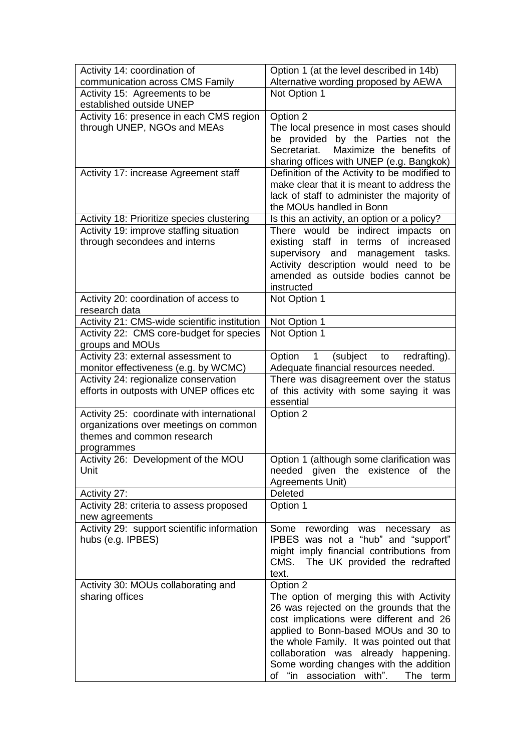| | |
|---|---|
| Activity 14: coordination of communication across CMS Family | Option 1 (at the level described in 14b) Alternative wording proposed by AEWA |
| Activity 15: Agreements to be established outside UNEP | Not Option 1 |
| Activity 16: presence in each CMS region through UNEP, NGOs and MEAs | Option 2<br>The local presence in most cases should be provided by the Parties not the Secretariat. Maximize the benefits of sharing offices with UNEP (e.g. Bangkok) |
| Activity 17: increase Agreement staff | Definition of the Activity to be modified to make clear that it is meant to address the lack of staff to administer the majority of the MOUs handled in Bonn |
| Activity 18: Prioritize species clustering | Is this an activity, an option or a policy? |
| Activity 19: improve staffing situation through secondees and interns | There would be indirect impacts on existing staff in terms of increased supervisory and management tasks. Activity description would need to be amended as outside bodies cannot be instructed |
| Activity 20: coordination of access to research data | Not Option 1 |
| Activity 21: CMS-wide scientific institution | Not Option 1 |
| Activity 22: CMS core-budget for species groups and MOUs | Not Option 1 |
| Activity 23: external assessment to monitor effectiveness (e.g. by WCMC) | Option 1 (subject to redrafting). Adequate financial resources needed. |
| Activity 24: regionalize conservation efforts in outposts with UNEP offices etc | There was disagreement over the status of this activity with some saying it was essential |
| Activity 25: coordinate with international organizations over meetings on common themes and common research programmes | Option 2 |
| Activity 26: Development of the MOU Unit | Option 1 (although some clarification was needed given the existence of the Agreements Unit) |
| Activity 27: | Deleted |
| Activity 28: criteria to assess proposed new agreements | Option 1 |
| Activity 29: support scientific information hubs (e.g. IPBES) | Some rewording was necessary as IPBES was not a "hub" and "support" might imply financial contributions from CMS. The UK provided the redrafted text. |
| Activity 30: MOUs collaborating and sharing offices | Option 2<br>The option of merging this with Activity 26 was rejected on the grounds that the cost implications were different and 26 applied to Bonn-based MOUs and 30 to the whole Family. It was pointed out that collaboration was already happening. Some wording changes with the addition of "in association with". The term |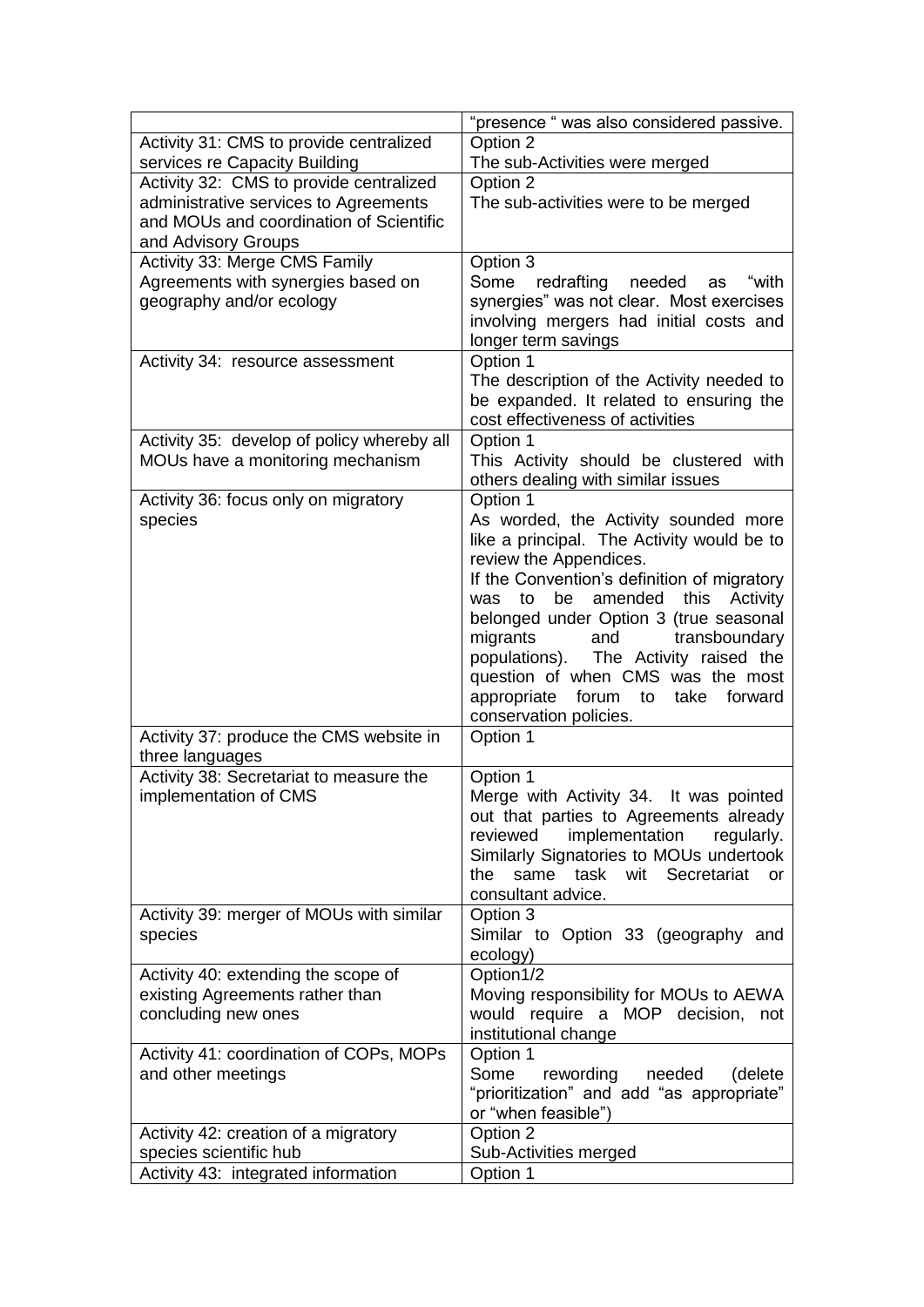| | |
|---|---|
| | "presence " was also considered passive. |
| Activity 31: CMS to provide centralized services re Capacity Building | Option 2<br>The sub-Activities were merged |
| Activity 32: CMS to provide centralized administrative services to Agreements and MOUs and coordination of Scientific and Advisory Groups | Option 2<br>The sub-activities were to be merged |
| Activity 33: Merge CMS Family Agreements with synergies based on geography and/or ecology | Option 3<br>Some redrafting needed as "with synergies" was not clear. Most exercises involving mergers had initial costs and longer term savings |
| Activity 34: resource assessment | Option 1<br>The description of the Activity needed to be expanded. It related to ensuring the cost effectiveness of activities |
| Activity 35: develop of policy whereby all MOUs have a monitoring mechanism | Option 1<br>This Activity should be clustered with others dealing with similar issues |
| Activity 36: focus only on migratory species | Option 1<br>As worded, the Activity sounded more like a principal. The Activity would be to review the Appendices.<br>If the Convention's definition of migratory was to be amended this Activity belonged under Option 3 (true seasonal migrants and transboundary populations). The Activity raised the question of when CMS was the most appropriate forum to take forward conservation policies. |
| Activity 37: produce the CMS website in three languages | Option 1 |
| Activity 38: Secretariat to measure the implementation of CMS | Option 1<br>Merge with Activity 34. It was pointed out that parties to Agreements already reviewed implementation regularly. Similarly Signatories to MOUs undertook the same task wit Secretariat or consultant advice. |
| Activity 39: merger of MOUs with similar species | Option 3<br>Similar to Option 33 (geography and ecology) |
| Activity 40: extending the scope of existing Agreements rather than concluding new ones | Option1/2<br>Moving responsibility for MOUs to AEWA would require a MOP decision, not institutional change |
| Activity 41: coordination of COPs, MOPs and other meetings | Option 1<br>Some rewording needed (delete "prioritization" and add "as appropriate" or "when feasible") |
| Activity 42: creation of a migratory species scientific hub | Option 2<br>Sub-Activities merged |
| Activity 43: integrated information | Option 1 |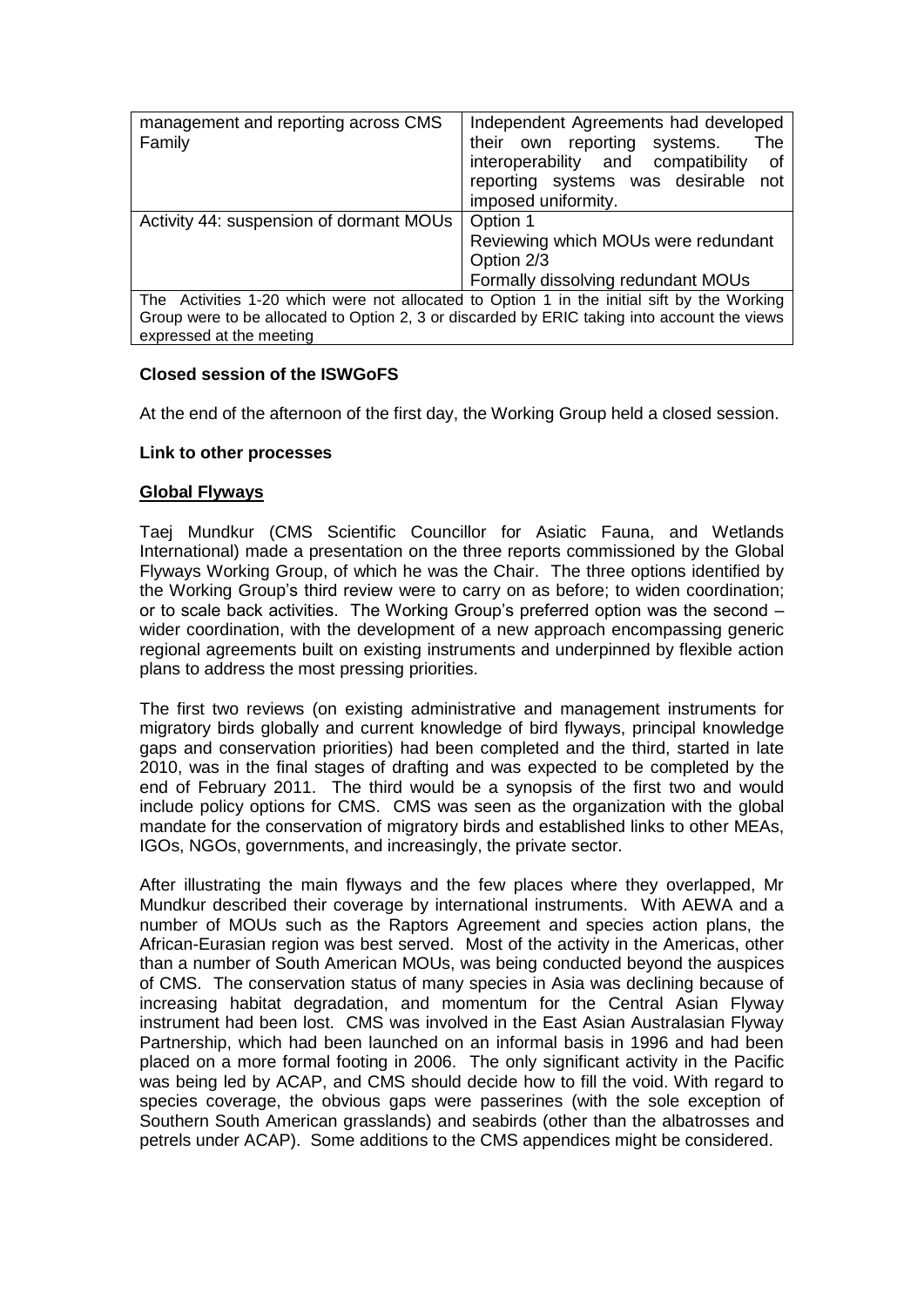| management and reporting across CMS Family | Independent Agreements had developed their own reporting systems. The interoperability and compatibility of reporting systems was desirable not imposed uniformity. |
|---|---|
| Activity 44: suspension of dormant MOUs | Option 1<br>Reviewing which MOUs were redundant<br>Option 2/3<br>Formally dissolving redundant MOUs |
| The Activities 1-20 which were not allocated to Option 1 in the initial sift by the Working Group were to be allocated to Option 2, 3 or discarded by ERIC taking into account the views expressed at the meeting | |

**Closed session of the ISWGoFS**

At the end of the afternoon of the first day, the Working Group held a closed session.

**Link to other processes**

**Global Flyways**

Taej Mundkur (CMS Scientific Councillor for Asiatic Fauna, and Wetlands International) made a presentation on the three reports commissioned by the Global Flyways Working Group, of which he was the Chair. The three options identified by the Working Group's third review were to carry on as before; to widen coordination; or to scale back activities. The Working Group's preferred option was the second – wider coordination, with the development of a new approach encompassing generic regional agreements built on existing instruments and underpinned by flexible action plans to address the most pressing priorities.

The first two reviews (on existing administrative and management instruments for migratory birds globally and current knowledge of bird flyways, principal knowledge gaps and conservation priorities) had been completed and the third, started in late 2010, was in the final stages of drafting and was expected to be completed by the end of February 2011. The third would be a synopsis of the first two and would include policy options for CMS. CMS was seen as the organization with the global mandate for the conservation of migratory birds and established links to other MEAs, IGOs, NGOs, governments, and increasingly, the private sector.

After illustrating the main flyways and the few places where they overlapped, Mr Mundkur described their coverage by international instruments. With AEWA and a number of MOUs such as the Raptors Agreement and species action plans, the African-Eurasian region was best served. Most of the activity in the Americas, other than a number of South American MOUs, was being conducted beyond the auspices of CMS. The conservation status of many species in Asia was declining because of increasing habitat degradation, and momentum for the Central Asian Flyway instrument had been lost. CMS was involved in the East Asian Australasian Flyway Partnership, which had been launched on an informal basis in 1996 and had been placed on a more formal footing in 2006. The only significant activity in the Pacific was being led by ACAP, and CMS should decide how to fill the void. With regard to species coverage, the obvious gaps were passerines (with the sole exception of Southern South American grasslands) and seabirds (other than the albatrosses and petrels under ACAP). Some additions to the CMS appendices might be considered.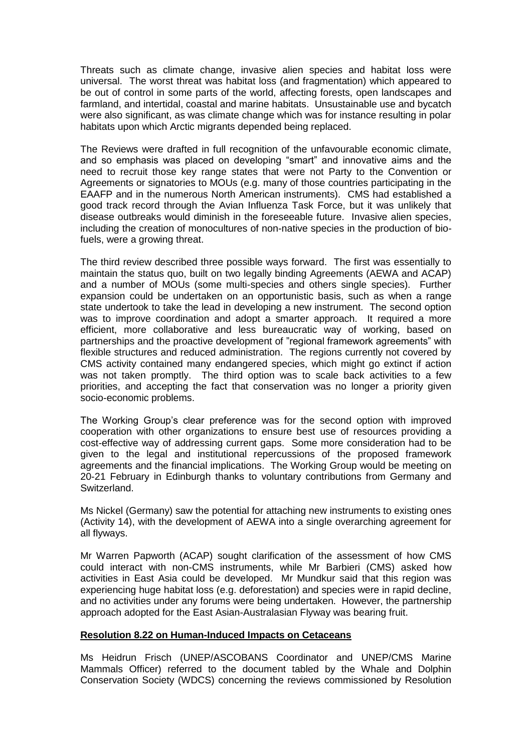Threats such as climate change, invasive alien species and habitat loss were universal. The worst threat was habitat loss (and fragmentation) which appeared to be out of control in some parts of the world, affecting forests, open landscapes and farmland, and intertidal, coastal and marine habitats. Unsustainable use and bycatch were also significant, as was climate change which was for instance resulting in polar habitats upon which Arctic migrants depended being replaced.

The Reviews were drafted in full recognition of the unfavourable economic climate, and so emphasis was placed on developing "smart" and innovative aims and the need to recruit those key range states that were not Party to the Convention or Agreements or signatories to MOUs (e.g. many of those countries participating in the EAAFP and in the numerous North American instruments). CMS had established a good track record through the Avian Influenza Task Force, but it was unlikely that disease outbreaks would diminish in the foreseeable future. Invasive alien species, including the creation of monocultures of non-native species in the production of bio-fuels, were a growing threat.

The third review described three possible ways forward. The first was essentially to maintain the status quo, built on two legally binding Agreements (AEWA and ACAP) and a number of MOUs (some multi-species and others single species). Further expansion could be undertaken on an opportunistic basis, such as when a range state undertook to take the lead in developing a new instrument. The second option was to improve coordination and adopt a smarter approach. It required a more efficient, more collaborative and less bureaucratic way of working, based on partnerships and the proactive development of "regional framework agreements" with flexible structures and reduced administration. The regions currently not covered by CMS activity contained many endangered species, which might go extinct if action was not taken promptly. The third option was to scale back activities to a few priorities, and accepting the fact that conservation was no longer a priority given socio-economic problems.

The Working Group's clear preference was for the second option with improved cooperation with other organizations to ensure best use of resources providing a cost-effective way of addressing current gaps. Some more consideration had to be given to the legal and institutional repercussions of the proposed framework agreements and the financial implications. The Working Group would be meeting on 20-21 February in Edinburgh thanks to voluntary contributions from Germany and Switzerland.

Ms Nickel (Germany) saw the potential for attaching new instruments to existing ones (Activity 14), with the development of AEWA into a single overarching agreement for all flyways.

Mr Warren Papworth (ACAP) sought clarification of the assessment of how CMS could interact with non-CMS instruments, while Mr Barbieri (CMS) asked how activities in East Asia could be developed. Mr Mundkur said that this region was experiencing huge habitat loss (e.g. deforestation) and species were in rapid decline, and no activities under any forums were being undertaken. However, the partnership approach adopted for the East Asian-Australasian Flyway was bearing fruit.

**Resolution 8.22 on Human-Induced Impacts on Cetaceans**

Ms Heidrun Frisch (UNEP/ASCOBANS Coordinator and UNEP/CMS Marine Mammals Officer) referred to the document tabled by the Whale and Dolphin Conservation Society (WDCS) concerning the reviews commissioned by Resolution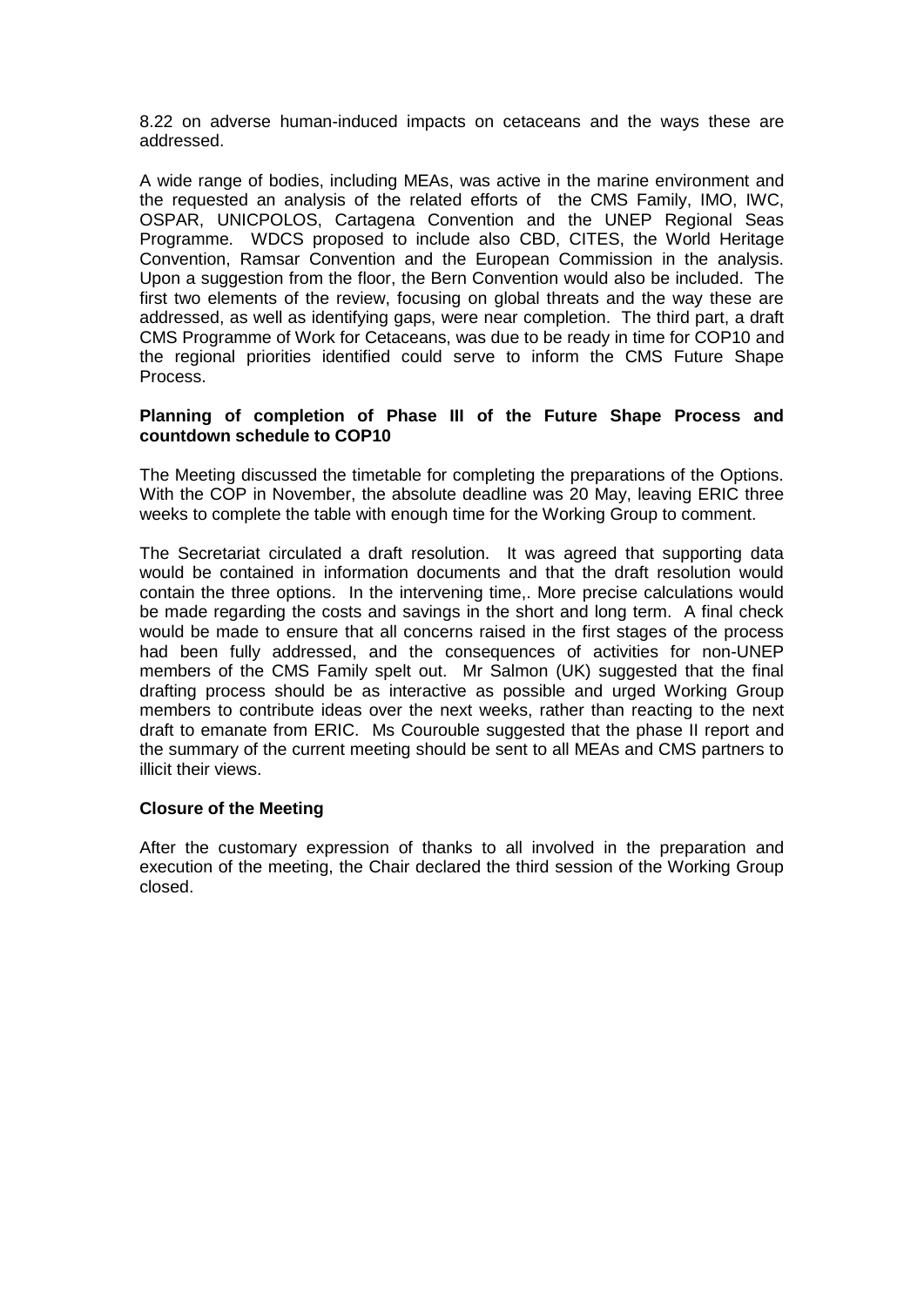8.22 on adverse human-induced impacts on cetaceans and the ways these are addressed.

A wide range of bodies, including MEAs, was active in the marine environment and the requested an analysis of the related efforts of the CMS Family, IMO, IWC, OSPAR, UNICPOLOS, Cartagena Convention and the UNEP Regional Seas Programme. WDCS proposed to include also CBD, CITES, the World Heritage Convention, Ramsar Convention and the European Commission in the analysis. Upon a suggestion from the floor, the Bern Convention would also be included. The first two elements of the review, focusing on global threats and the way these are addressed, as well as identifying gaps, were near completion. The third part, a draft CMS Programme of Work for Cetaceans, was due to be ready in time for COP10 and the regional priorities identified could serve to inform the CMS Future Shape Process.

**Planning of completion of Phase III of the Future Shape Process and countdown schedule to COP10**

The Meeting discussed the timetable for completing the preparations of the Options. With the COP in November, the absolute deadline was 20 May, leaving ERIC three weeks to complete the table with enough time for the Working Group to comment.

The Secretariat circulated a draft resolution. It was agreed that supporting data would be contained in information documents and that the draft resolution would contain the three options. In the intervening time,. More precise calculations would be made regarding the costs and savings in the short and long term. A final check would be made to ensure that all concerns raised in the first stages of the process had been fully addressed, and the consequences of activities for non-UNEP members of the CMS Family spelt out. Mr Salmon (UK) suggested that the final drafting process should be as interactive as possible and urged Working Group members to contribute ideas over the next weeks, rather than reacting to the next draft to emanate from ERIC. Ms Courouble suggested that the phase II report and the summary of the current meeting should be sent to all MEAs and CMS partners to illicit their views.

**Closure of the Meeting**

After the customary expression of thanks to all involved in the preparation and execution of the meeting, the Chair declared the third session of the Working Group closed.